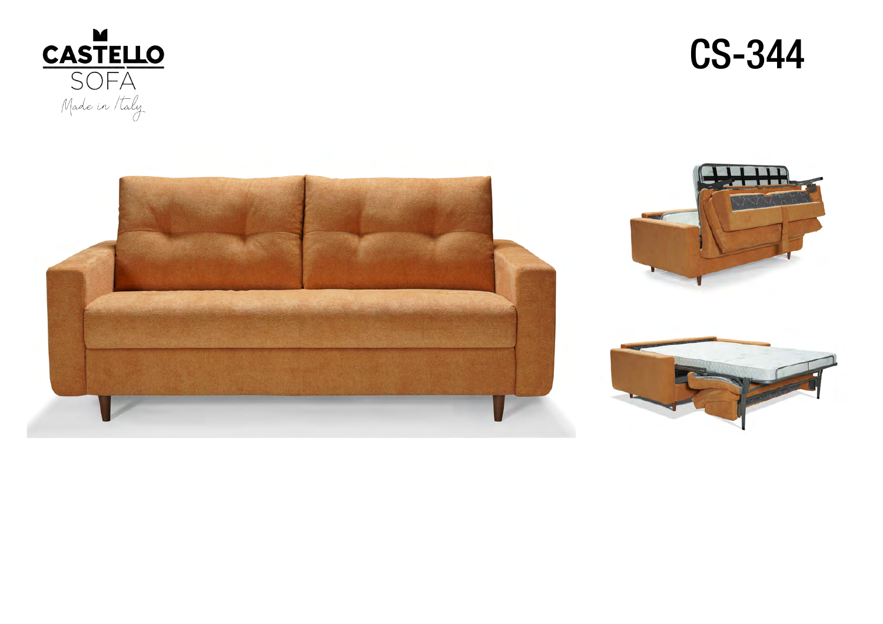CASTELLO SOFA

*Made in Italy*

# CS-344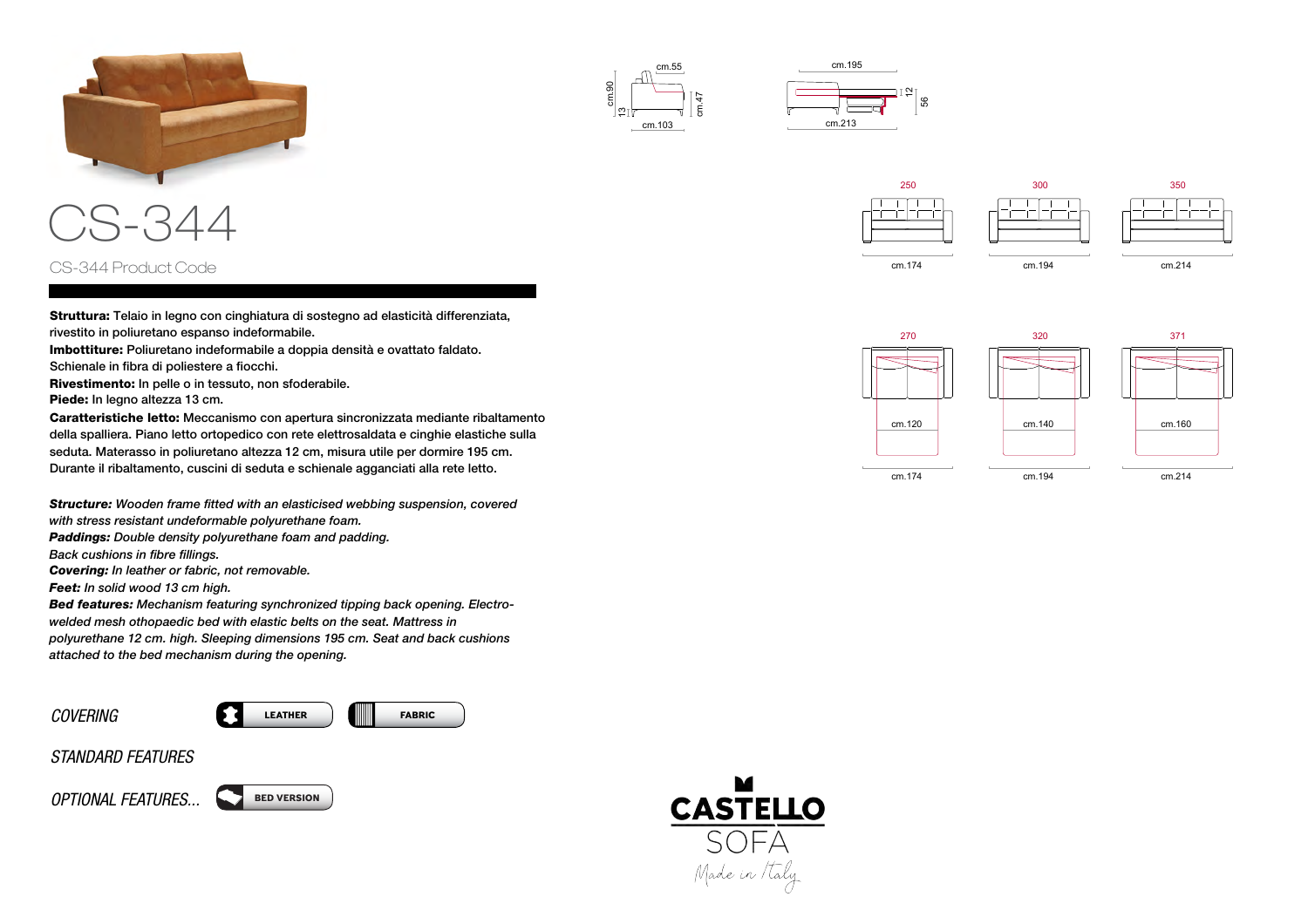# CS-344

CS-344 Product Code

**Struttura:** Telaio in legno con cinghiatura di sostegno ad elasticità differenziata, rivestito in poliuretano espanso indeformabile.
**Imbottiture:** Poliuretano indeformabile a doppia densità e ovattato faldato.
Schienale in fibra di poliestere a fiocchi.
**Rivestimento:** In pelle o in tessuto, non sfoderabile.
**Piede:** In legno altezza 13 cm.
**Caratteristiche letto:** Meccanismo con apertura sincronizzata mediante ribaltamento della spalliera. Piano letto ortopedico con rete elettrosaldata e cinghie elastiche sulla seduta. Materasso in poliuretano altezza 12 cm, misura utile per dormire 195 cm. Durante il ribaltamento, cuscini di seduta e schienale agganciati alla rete letto.

***Structure:*** *Wooden frame fitted with an elasticised webbing suspension, covered with stress resistant undeformable polyurethane foam.*
***Paddings:*** *Double density polyurethane foam and padding.*
*Back cushions in fibre fillings.*
***Covering:*** *In leather or fabric, not removable.*
***Feet:*** *In solid wood 13 cm high.*
***Bed features:*** *Mechanism featuring synchronized tipping back opening. Electro-welded mesh othopaedic bed with elastic belts on the seat. Mattress in polyurethane 12 cm. high. Sleeping dimensions 195 cm. Seat and back cushions attached to the bed mechanism during the opening.*

*COVERING* — LEATHER — FABRIC

*STANDARD FEATURES*

*OPTIONAL FEATURES...* — BED VERSION

cm.55
cm.90
13
cm.47
cm.103

cm.195
12
56
cm.213

250
cm.174

300
cm.194

350
cm.214

270
cm.120
cm.174

320
cm.140
cm.194

371
cm.160
cm.214

CASTELLO SOFA
Made in Italy